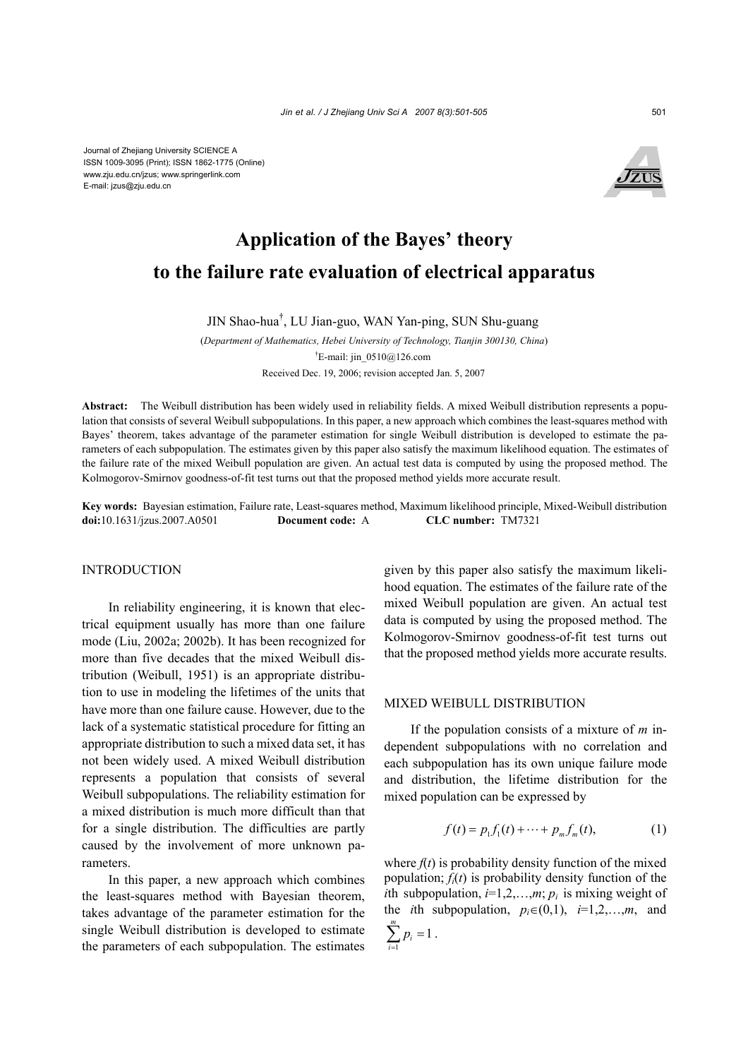Journal of Zhejiang University SCIENCE A
ISSN 1009-3095 (Print); ISSN 1862-1775 (Online)
www.zju.edu.cn/jzus; www.springerlink.com
E-mail: jzus@zju.edu.cn

# Application of the Bayes' theory to the failure rate evaluation of electrical apparatus

JIN Shao-hua[†], LU Jian-guo, WAN Yan-ping, SUN Shu-guang

(*Department of Mathematics, Hebei University of Technology, Tianjin 300130, China*)

[†]E-mail: jin_0510@126.com

Received Dec. 19, 2006; revision accepted Jan. 5, 2007

**Abstract:** The Weibull distribution has been widely used in reliability fields. A mixed Weibull distribution represents a population that consists of several Weibull subpopulations. In this paper, a new approach which combines the least-squares method with Bayes' theorem, takes advantage of the parameter estimation for single Weibull distribution is developed to estimate the parameters of each subpopulation. The estimates given by this paper also satisfy the maximum likelihood equation. The estimates of the failure rate of the mixed Weibull population are given. An actual test data is computed by using the proposed method. The Kolmogorov-Smirnov goodness-of-fit test turns out that the proposed method yields more accurate result.

**Key words:** Bayesian estimation, Failure rate, Least-squares method, Maximum likelihood principle, Mixed-Weibull distribution
**doi:**10.1631/jzus.2007.A0501 **Document code:** A **CLC number:** TM7321

## INTRODUCTION

In reliability engineering, it is known that electrical equipment usually has more than one failure mode (Liu, 2002a; 2002b). It has been recognized for more than five decades that the mixed Weibull distribution (Weibull, 1951) is an appropriate distribution to use in modeling the lifetimes of the units that have more than one failure cause. However, due to the lack of a systematic statistical procedure for fitting an appropriate distribution to such a mixed data set, it has not been widely used. A mixed Weibull distribution represents a population that consists of several Weibull subpopulations. The reliability estimation for a mixed distribution is much more difficult than that for a single distribution. The difficulties are partly caused by the involvement of more unknown parameters.

In this paper, a new approach which combines the least-squares method with Bayesian theorem, takes advantage of the parameter estimation for the single Weibull distribution is developed to estimate the parameters of each subpopulation. The estimates given by this paper also satisfy the maximum likelihood equation. The estimates of the failure rate of the mixed Weibull population are given. An actual test data is computed by using the proposed method. The Kolmogorov-Smirnov goodness-of-fit test turns out that the proposed method yields more accurate results.

## MIXED WEIBULL DISTRIBUTION

If the population consists of a mixture of $m$ independent subpopulations with no correlation and each subpopulation has its own unique failure mode and distribution, the lifetime distribution for the mixed population can be expressed by

$$f(t) = p_1 f_1(t) + \cdots + p_m f_m(t), \tag{1}$$

where $f(t)$ is probability density function of the mixed population; $f_i(t)$ is probability density function of the $i$th subpopulation, $i$=1,2,…,$m$; $p_i$ is mixing weight of the $i$th subpopulation, $p_i \in (0,1)$, $i$=1,2,…,$m$, and $\sum_{i=1}^{m} p_i = 1$.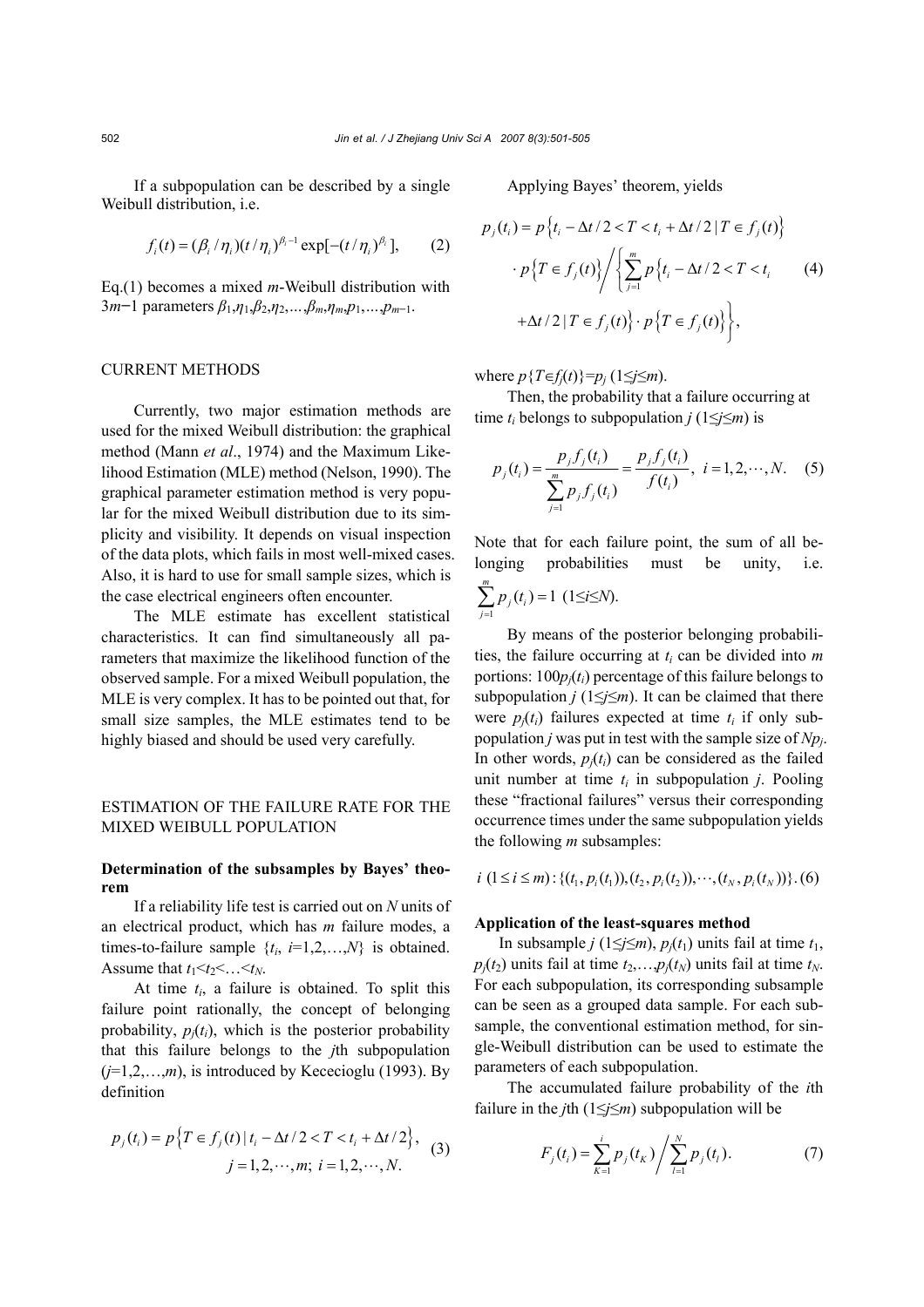If a subpopulation can be described by a single Weibull distribution, i.e.

$$f_i(t) = (\beta_i / \eta_i)(t / \eta_i)^{\beta_i - 1} \exp[-(t / \eta_i)^{\beta_i}], \tag{2}$$

Eq.(1) becomes a mixed $m$-Weibull distribution with $3m-1$ parameters $\beta_1,\eta_1,\beta_2,\eta_2,\ldots,\beta_m,\eta_m,p_1,\ldots,p_{m-1}$.

## CURRENT METHODS

Currently, two major estimation methods are used for the mixed Weibull distribution: the graphical method (Mann *et al*., 1974) and the Maximum Likelihood Estimation (MLE) method (Nelson, 1990). The graphical parameter estimation method is very popular for the mixed Weibull distribution due to its simplicity and visibility. It depends on visual inspection of the data plots, which fails in most well-mixed cases. Also, it is hard to use for small sample sizes, which is the case electrical engineers often encounter.

The MLE estimate has excellent statistical characteristics. It can find simultaneously all parameters that maximize the likelihood function of the observed sample. For a mixed Weibull population, the MLE is very complex. It has to be pointed out that, for small size samples, the MLE estimates tend to be highly biased and should be used very carefully.

## ESTIMATION OF THE FAILURE RATE FOR THE MIXED WEIBULL POPULATION

### Determination of the subsamples by Bayes' theorem

If a reliability life test is carried out on $N$ units of an electrical product, which has $m$ failure modes, a times-to-failure sample $\{t_i, i=1,2,\ldots,N\}$ is obtained. Assume that $t_1<t_2<\ldots<t_N$.

At time $t_i$, a failure is obtained. To split this failure point rationally, the concept of belonging probability, $p_j(t_i)$, which is the posterior probability that this failure belongs to the $j$th subpopulation ($j=1,2,\ldots,m$), is introduced by Kececioglu (1993). By definition

$$p_j(t_i) = p\left\{T \in f_j(t) \mid t_i - \Delta t/2 < T < t_i + \Delta t/2\right\}, \quad j=1,2,\cdots,m;\ i=1,2,\cdots,N. \tag{3}$$

Applying Bayes' theorem, yields

$$p_j(t_i) = p\left\{t_i - \Delta t/2 < T < t_i + \Delta t/2 \mid T \in f_j(t)\right\} \cdot p\left\{T \in f_j(t)\right\} \Bigg/ \left\{\sum_{j=1}^{m} p\left\{t_i - \Delta t/2 < T < t_i + \Delta t/2 \mid T \in f_j(t)\right\} \cdot p\left\{T \in f_j(t)\right\}\right\}, \tag{4}$$

where $p\{T\in f_j(t)\}=p_j$ ($1\le j\le m$).

Then, the probability that a failure occurring at time $t_i$ belongs to subpopulation $j$ ($1\le j\le m$) is

$$p_j(t_i) = \frac{p_j f_j(t_i)}{\sum_{j=1}^{m} p_j f_j(t_i)} = \frac{p_j f_j(t_i)}{f(t_i)}, \quad i=1,2,\cdots,N. \tag{5}$$

Note that for each failure point, the sum of all belonging probabilities must be unity, i.e. $\sum_{j=1}^{m} p_j(t_i) = 1$ ($1\le i\le N$).

By means of the posterior belonging probabilities, the failure occurring at $t_i$ can be divided into $m$ portions: $100p_j(t_i)$ percentage of this failure belongs to subpopulation $j$ ($1\le j\le m$). It can be claimed that there were $p_j(t_i)$ failures expected at time $t_i$ if only subpopulation $j$ was put in test with the sample size of $Np_j$. In other words, $p_j(t_i)$ can be considered as the failed unit number at time $t_i$ in subpopulation $j$. Pooling these "fractional failures" versus their corresponding occurrence times under the same subpopulation yields the following $m$ subsamples:

$$i\ (1 \le i \le m): \{(t_1, p_i(t_1)), (t_2, p_i(t_2)), \cdots, (t_N, p_i(t_N))\}. \tag{6}$$

### Application of the least-squares method

In subsample $j$ ($1\le j\le m$), $p_j(t_1)$ units fail at time $t_1$, $p_j(t_2)$ units fail at time $t_2,\ldots,p_j(t_N)$ units fail at time $t_N$. For each subpopulation, its corresponding subsample can be seen as a grouped data sample. For each subsample, the conventional estimation method, for single-Weibull distribution can be used to estimate the parameters of each subpopulation.

The accumulated failure probability of the $i$th failure in the $j$th ($1\le j\le m$) subpopulation will be

$$F_j(t_i) = \sum_{K=1}^{i} p_j(t_K) \Bigg/ \sum_{l=1}^{N} p_j(t_l). \tag{7}$$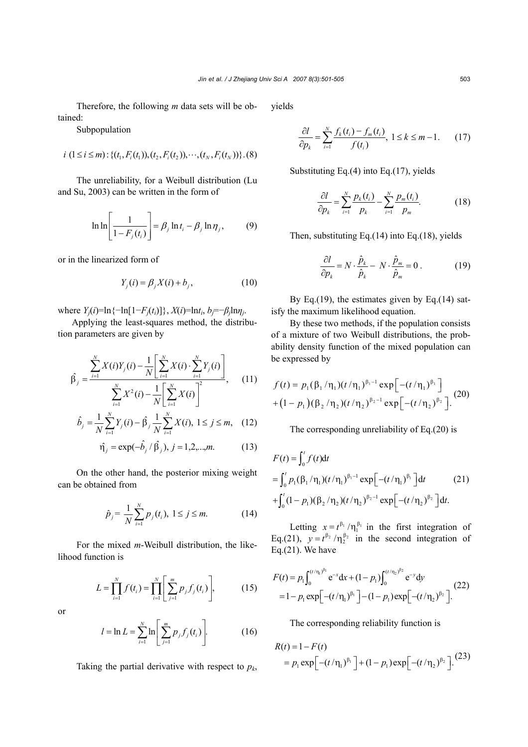Therefore, the following $m$ data sets will be obtained:

Subpopulation

$$i\ (1\le i\le m):\{(t_1,F_i(t_1)),(t_2,F_i(t_2)),\cdots,(t_N,F_i(t_N))\}. \quad (8)$$

The unreliability, for a Weibull distribution (Lu and Su, 2003) can be written in the form of

$$\ln\ln\left[\frac{1}{1-F_j(t_i)}\right]=\beta_j\ln t_i-\beta_j\ln\eta_j, \quad (9)$$

or in the linearized form of

$$Y_j(i)=\beta_j X(i)+b_j, \quad (10)$$

where $Y_j(i)=\ln\{-\ln[1-F_j(t_i)]\}$, $X(i)=\ln t_i$, $b_j=-\beta_j\ln\eta_j$.

Applying the least-squares method, the distribution parameters are given by

$$\hat{\beta}_j=\frac{\sum_{i=1}^{N}X(i)Y_j(i)-\frac{1}{N}\left[\sum_{i=1}^{N}X(i)\cdot\sum_{i=1}^{N}Y_j(i)\right]}{\sum_{i=1}^{N}X^2(i)-\frac{1}{N}\left[\sum_{i=1}^{N}X(i)\right]^2}, \quad (11)$$

$$\hat{b}_j=\frac{1}{N}\sum_{i=1}^{N}Y_j(i)-\hat{\beta}_j\frac{1}{N}\sum_{i=1}^{N}X(i),\ 1\le j\le m, \quad (12)$$

$$\hat{\eta}_j=\exp(-\hat{b}_j/\hat{\beta}_j),\ j=1,2,\ldots,m. \quad (13)$$

On the other hand, the posterior mixing weight can be obtained from

$$\hat{p}_j=\frac{1}{N}\sum_{i=1}^{N}p_j(t_i),\ 1\le j\le m. \quad (14)$$

For the mixed $m$-Weibull distribution, the likelihood function is

$$L=\prod_{i=1}^{N}f(t_i)=\prod_{i=1}^{N}\left[\sum_{j=1}^{m}p_jf_j(t_i)\right], \quad (15)$$

or

$$l=\ln L=\sum_{i=1}^{N}\ln\left[\sum_{j=1}^{m}p_jf_j(t_i)\right]. \quad (16)$$

Taking the partial derivative with respect to $p_k$, yields

$$\frac{\partial l}{\partial p_k}=\sum_{i=1}^{N}\frac{f_k(t_i)-f_m(t_i)}{f(t_i)},\ 1\le k\le m-1. \quad (17)$$

Substituting Eq.(4) into Eq.(17), yields

$$\frac{\partial l}{\partial p_k}=\sum_{i=1}^{N}\frac{p_k(t_i)}{p_k}-\sum_{i=1}^{N}\frac{p_m(t_i)}{p_m}. \quad (18)$$

Then, substituting Eq.(14) into Eq.(18), yields

$$\frac{\partial l}{\partial p_k}=N\cdot\frac{\hat{p}_k}{\hat{p}_k}-N\cdot\frac{\hat{p}_m}{\hat{p}_m}=0. \quad (19)$$

By Eq.(19), the estimates given by Eq.(14) satisfy the maximum likelihood equation.

By these two methods, if the population consists of a mixture of two Weibull distributions, the probability density function of the mixed population can be expressed by

$$\begin{aligned}f(t)=&\ p_1(\beta_1/\eta_1)(t/\eta_1)^{\beta_1-1}\exp\left[-(t/\eta_1)^{\beta_1}\right]\\&+\left(1-p_1\right)(\beta_2/\eta_2)(t/\eta_2)^{\beta_2-1}\exp\left[-(t/\eta_2)^{\beta_2}\right].\end{aligned} \quad (20)$$

The corresponding unreliability of Eq.(20) is

$$\begin{aligned}F(t)=&\int_0^t f(t)\mathrm{d}t\\=&\int_0^t p_1(\beta_1/\eta_1)(t/\eta_1)^{\beta_1-1}\exp\left[-(t/\eta_1)^{\beta_1}\right]\mathrm{d}t\\&+\int_0^t(1-p_1)(\beta_2/\eta_2)(t/\eta_2)^{\beta_2-1}\exp\left[-(t/\eta_2)^{\beta_2}\right]\mathrm{d}t.\end{aligned} \quad (21)$$

Letting $x=t^{\beta_1}/\eta_1^{\beta_1}$ in the first integration of Eq.(21), $y=t^{\beta_2}/\eta_2^{\beta_2}$ in the second integration of Eq.(21). We have

$$\begin{aligned}F(t)=&\ p_1\int_0^{(t/\eta_1)^{\beta_1}}\mathrm{e}^{-x}\mathrm{d}x+(1-p_1)\int_0^{(t/\eta_2)^{\beta_2}}\mathrm{e}^{-y}\mathrm{d}y\\=&\ 1-p_1\exp\left[-(t/\eta_1)^{\beta_1}\right]-(1-p_1)\exp\left[-(t/\eta_2)^{\beta_2}\right].\end{aligned} \quad (22)$$

The corresponding reliability function is

$$\begin{aligned}R(t)=&\ 1-F(t)\\=&\ p_1\exp\left[-(t/\eta_1)^{\beta_1}\right]+(1-p_1)\exp\left[-(t/\eta_2)^{\beta_2}\right].\end{aligned} \quad (23)$$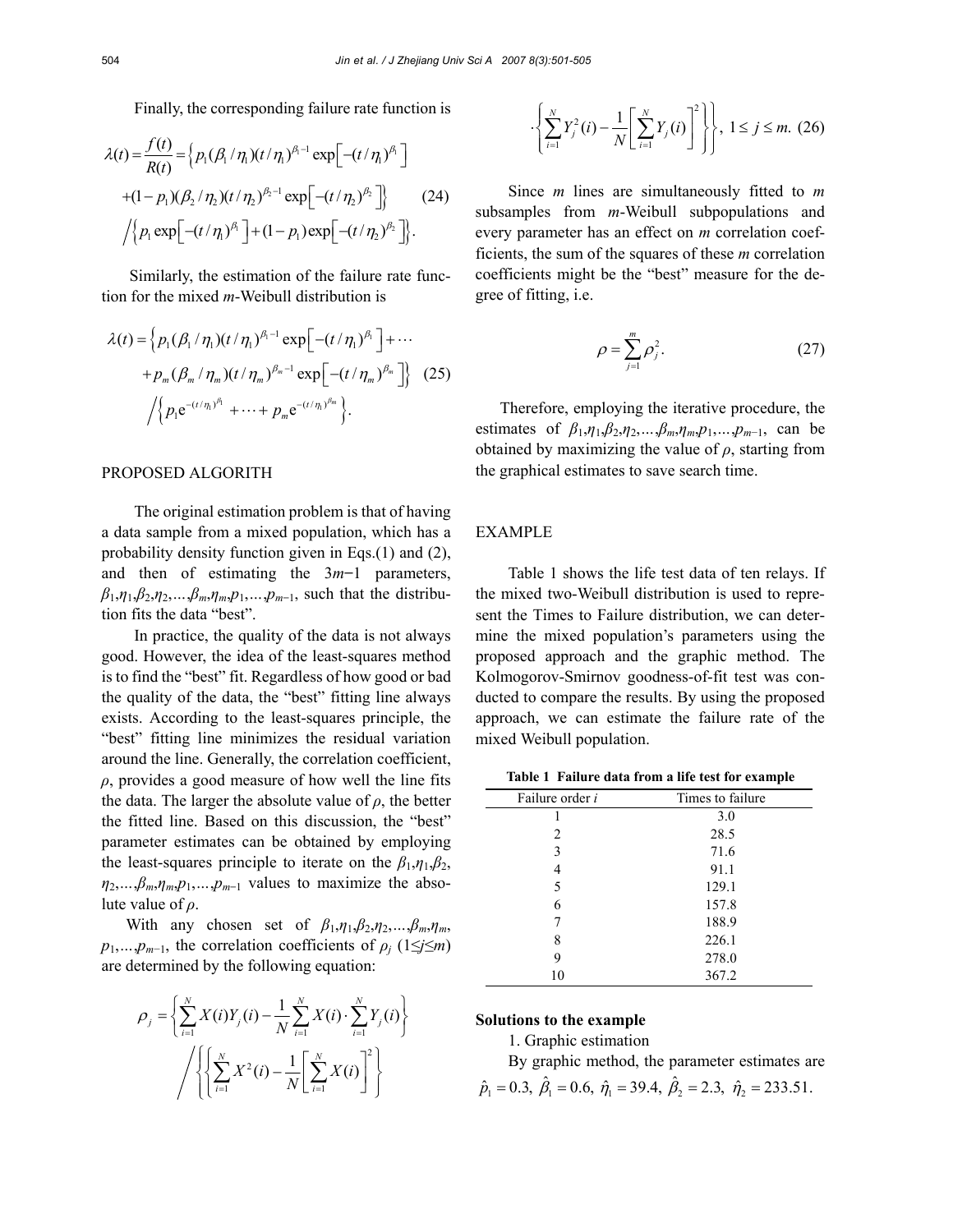Finally, the corresponding failure rate function is

$$\lambda(t)=\frac{f(t)}{R(t)}=\left\{p_1(\beta_1/\eta_1)(t/\eta_1)^{\beta_1-1}\exp\left[-(t/\eta_1)^{\beta_1}\right]\right.$$
$$\left.+(1-p_1)(\beta_2/\eta_2)(t/\eta_2)^{\beta_2-1}\exp\left[-(t/\eta_2)^{\beta_2}\right]\right\} \quad (24)$$
$$\Big/\left\{p_1\exp\left[-(t/\eta_1)^{\beta_1}\right]+(1-p_1)\exp\left[-(t/\eta_2)^{\beta_2}\right]\right\}.$$

Similarly, the estimation of the failure rate function for the mixed $m$-Weibull distribution is

$$\lambda(t)=\left\{p_1(\beta_1/\eta_1)(t/\eta_1)^{\beta_1-1}\exp\left[-(t/\eta_1)^{\beta_1}\right]+\cdots\right.$$
$$\left.+p_m(\beta_m/\eta_m)(t/\eta_m)^{\beta_m-1}\exp\left[-(t/\eta_m)^{\beta_m}\right]\right\} \quad (25)$$
$$\Big/\left\{p_1\mathrm{e}^{-(t/\eta_1)^{\beta_1}}+\cdots+p_m\mathrm{e}^{-(t/\eta_1)^{\beta_m}}\right\}.$$

## PROPOSED ALGORITH

The original estimation problem is that of having a data sample from a mixed population, which has a probability density function given in Eqs.(1) and (2), and then of estimating the $3m-1$ parameters, $\beta_1,\eta_1,\beta_2,\eta_2,\ldots,\beta_m,\eta_m,p_1,\ldots,p_{m-1}$, such that the distribution fits the data "best".

In practice, the quality of the data is not always good. However, the idea of the least-squares method is to find the "best" fit. Regardless of how good or bad the quality of the data, the "best" fitting line always exists. According to the least-squares principle, the "best" fitting line minimizes the residual variation around the line. Generally, the correlation coefficient, $\rho$, provides a good measure of how well the line fits the data. The larger the absolute value of $\rho$, the better the fitted line. Based on this discussion, the "best" parameter estimates can be obtained by employing the least-squares principle to iterate on the $\beta_1,\eta_1,\beta_2,\eta_2,\ldots,\beta_m,\eta_m,p_1,\ldots,p_{m-1}$ values to maximize the absolute value of $\rho$.

With any chosen set of $\beta_1,\eta_1,\beta_2,\eta_2,\ldots,\beta_m,\eta_m,p_1,\ldots,p_{m-1}$, the correlation coefficients of $\rho_j$ ($1\le j\le m$) are determined by the following equation:

$$\rho_j=\left\{\sum_{i=1}^{N}X(i)Y_j(i)-\frac{1}{N}\sum_{i=1}^{N}X(i)\cdot\sum_{i=1}^{N}Y_j(i)\right\}\Big/\left\{\left\{\sum_{i=1}^{N}X^2(i)-\frac{1}{N}\left[\sum_{i=1}^{N}X(i)\right]^2\right\}\cdot\left\{\sum_{i=1}^{N}Y_j^2(i)-\frac{1}{N}\left[\sum_{i=1}^{N}Y_j(i)\right]^2\right\}\right\},\ 1\le j\le m. \quad (26)$$

Since $m$ lines are simultaneously fitted to $m$ subsamples from $m$-Weibull subpopulations and every parameter has an effect on $m$ correlation coefficients, the sum of the squares of these $m$ correlation coefficients might be the "best" measure for the degree of fitting, i.e.

$$\rho=\sum_{j=1}^{m}\rho_j^2. \quad (27)$$

Therefore, employing the iterative procedure, the estimates of $\beta_1,\eta_1,\beta_2,\eta_2,\ldots,\beta_m,\eta_m,p_1,\ldots,p_{m-1}$, can be obtained by maximizing the value of $\rho$, starting from the graphical estimates to save search time.

## EXAMPLE

Table 1 shows the life test data of ten relays. If the mixed two-Weibull distribution is used to represent the Times to Failure distribution, we can determine the mixed population's parameters using the proposed approach and the graphic method. The Kolmogorov-Smirnov goodness-of-fit test was conducted to compare the results. By using the proposed approach, we can estimate the failure rate of the mixed Weibull population.

**Table 1 Failure data from a life test for example**

| Failure order $i$ | Times to failure |
|---|---|
| 1 | 3.0 |
| 2 | 28.5 |
| 3 | 71.6 |
| 4 | 91.1 |
| 5 | 129.1 |
| 6 | 157.8 |
| 7 | 188.9 |
| 8 | 226.1 |
| 9 | 278.0 |
| 10 | 367.2 |

### Solutions to the example

1. Graphic estimation

By graphic method, the parameter estimates are $\hat{p}_1=0.3,\ \hat{\beta}_1=0.6,\ \hat{\eta}_1=39.4,\ \hat{\beta}_2=2.3,\ \hat{\eta}_2=233.51.$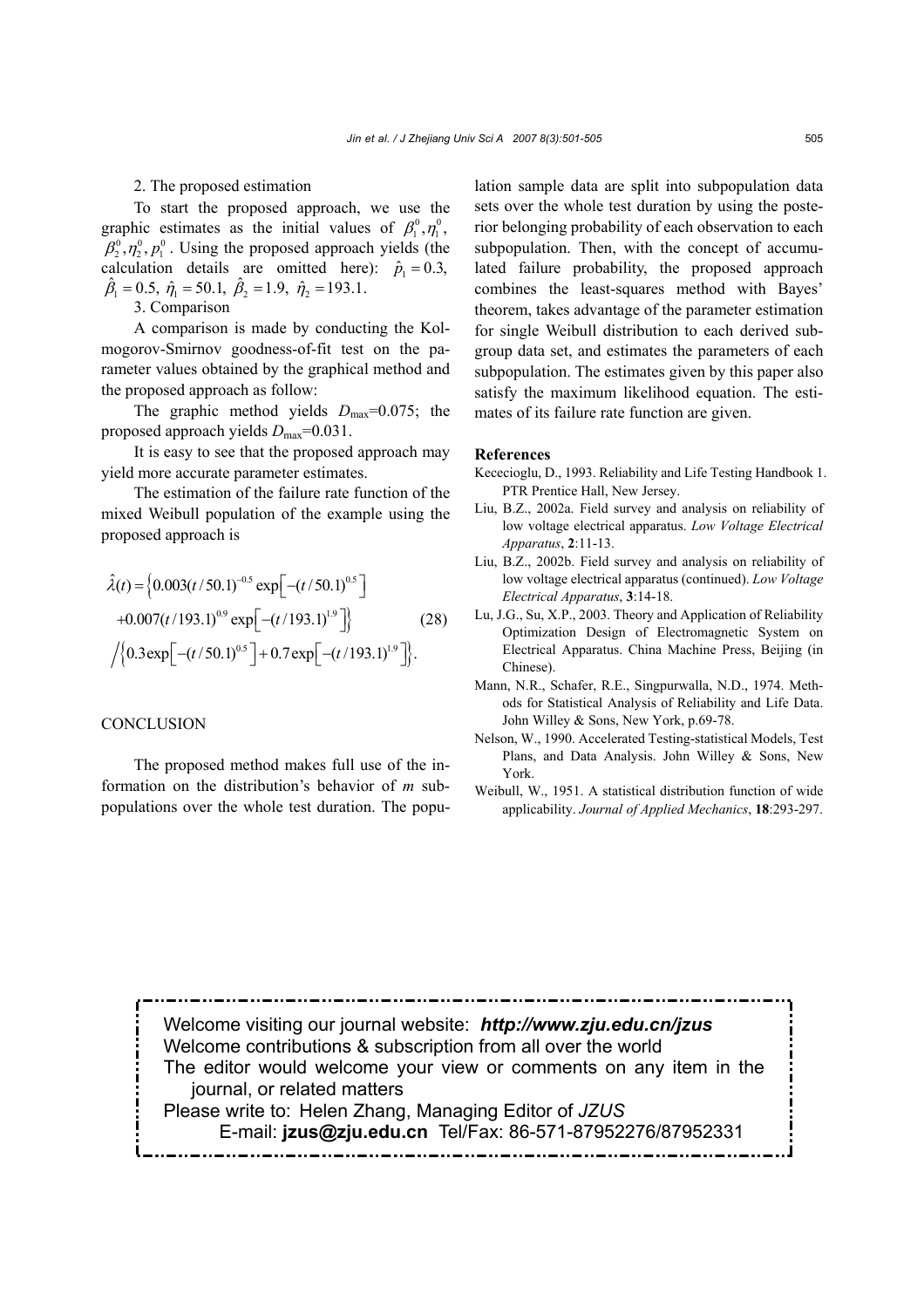2. The proposed estimation

To start the proposed approach, we use the graphic estimates as the initial values of $\beta_1^0, \eta_1^0, \beta_2^0, \eta_2^0, p_1^0$. Using the proposed approach yields (the calculation details are omitted here): $\hat{p}_1 = 0.3$, $\hat{\beta}_1 = 0.5$, $\hat{\eta}_1 = 50.1$, $\hat{\beta}_2 = 1.9$, $\hat{\eta}_2 = 193.1$.

3. Comparison

A comparison is made by conducting the Kolmogorov-Smirnov goodness-of-fit test on the parameter values obtained by the graphical method and the proposed approach as follow:

The graphic method yields $D_{\max}$=0.075; the proposed approach yields $D_{\max}$=0.031.

It is easy to see that the proposed approach may yield more accurate parameter estimates.

The estimation of the failure rate function of the mixed Weibull population of the example using the proposed approach is

$$\hat{\lambda}(t) = \Big\{0.003(t/50.1)^{-0.5}\exp\Big[-(t/50.1)^{0.5}\Big] + 0.007(t/193.1)^{0.9}\exp\Big[-(t/193.1)^{1.9}\Big]\Big\} \Big/ \Big\{0.3\exp\Big[-(t/50.1)^{0.5}\Big] + 0.7\exp\Big[-(t/193.1)^{1.9}\Big]\Big\}. \tag{28}$$

## CONCLUSION

The proposed method makes full use of the information on the distribution's behavior of $m$ subpopulations over the whole test duration. The population sample data are split into subpopulation data sets over the whole test duration by using the posterior belonging probability of each observation to each subpopulation. Then, with the concept of accumulated failure probability, the proposed approach combines the least-squares method with Bayes' theorem, takes advantage of the parameter estimation for single Weibull distribution to each derived subgroup data set, and estimates the parameters of each subpopulation. The estimates given by this paper also satisfy the maximum likelihood equation. The estimates of its failure rate function are given.

## References

Kececioglu, D., 1993. Reliability and Life Testing Handbook 1. PTR Prentice Hall, New Jersey.

Liu, B.Z., 2002a. Field survey and analysis on reliability of low voltage electrical apparatus. *Low Voltage Electrical Apparatus*, **2**:11-13.

Liu, B.Z., 2002b. Field survey and analysis on reliability of low voltage electrical apparatus (continued). *Low Voltage Electrical Apparatus*, **3**:14-18.

Lu, J.G., Su, X.P., 2003. Theory and Application of Reliability Optimization Design of Electromagnetic System on Electrical Apparatus. China Machine Press, Beijing (in Chinese).

Mann, N.R., Schafer, R.E., Singpurwalla, N.D., 1974. Methods for Statistical Analysis of Reliability and Life Data. John Willey & Sons, New York, p.69-78.

Nelson, W., 1990. Accelerated Testing-statistical Models, Test Plans, and Data Analysis. John Willey & Sons, New York.

Weibull, W., 1951. A statistical distribution function of wide applicability. *Journal of Applied Mechanics*, **18**:293-297.

Welcome visiting our journal website: ***http://www.zju.edu.cn/jzus***
Welcome contributions & subscription from all over the world
The editor would welcome your view or comments on any item in the journal, or related matters
Please write to: Helen Zhang, Managing Editor of *JZUS*
E-mail: **jzus@zju.edu.cn** Tel/Fax: 86-571-87952276/87952331